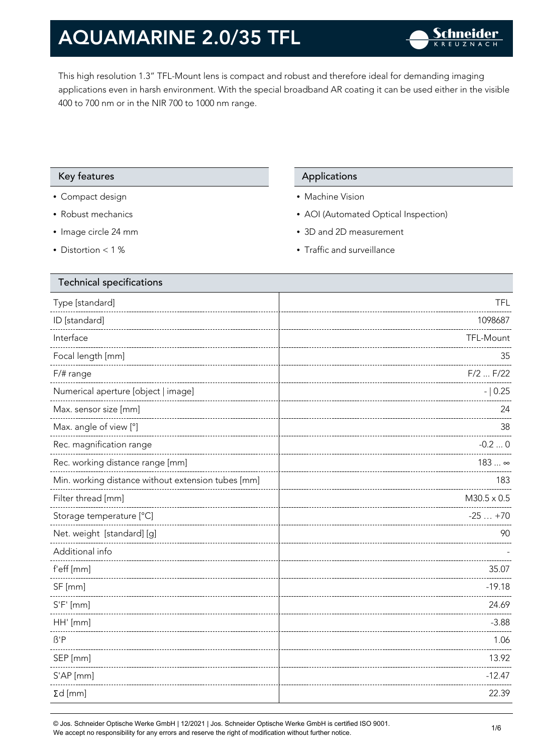# AQUAMARINE 2.0/35 TFL

This high resolution 1.3" TFL-Mount lens is compact and robust and therefore ideal for demanding imaging applications even in harsh environment. With the special broadband AR coating it can be used either in the visible 400 to 700 nm or in the NIR 700 to 1000 nm range.

## Key features

- Compact design
- Robust mechanics
- Image circle 24 mm
- Distortion < 1 %

## Applications

- Machine Vision
- AOI (Automated Optical Inspection)
- 3D and 2D measurement
- Traffic and surveillance

## Technical specifications

| Technical specifications | |
|---|---|
| Type [standard] | TFL |
| ID [standard] | 1098687 |
| Interface | TFL-Mount |
| Focal length [mm] | 35 |
| F/# range | F/2 ... F/22 |
| Numerical aperture [object \| image] | - \| 0.25 |
| Max. sensor size [mm] | 24 |
| Max. angle of view [°] | 38 |
| Rec. magnification range | -0.2 ... 0 |
| Rec. working distance range [mm] | 183 ... ∞ |
| Min. working distance without extension tubes [mm] | 183 |
| Filter thread [mm] | M30.5 x 0.5 |
| Storage temperature [°C] | -25 … +70 |
| Net. weight [standard] [g] | 90 |
| Additional info | - |
| f'eff [mm] | 35.07 |
| SF [mm] | -19.18 |
| S'F' [mm] | 24.69 |
| HH' [mm] | -3.88 |
| ß'P | 1.06 |
| SEP [mm] | 13.92 |
| S'AP [mm] | -12.47 |
| Σd [mm] | 22.39 |

© Jos. Schneider Optische Werke GmbH | 12/2021 | Jos. Schneider Optische Werke GmbH is certified ISO 9001.
We accept no responsibility for any errors and reserve the right of modification without further notice.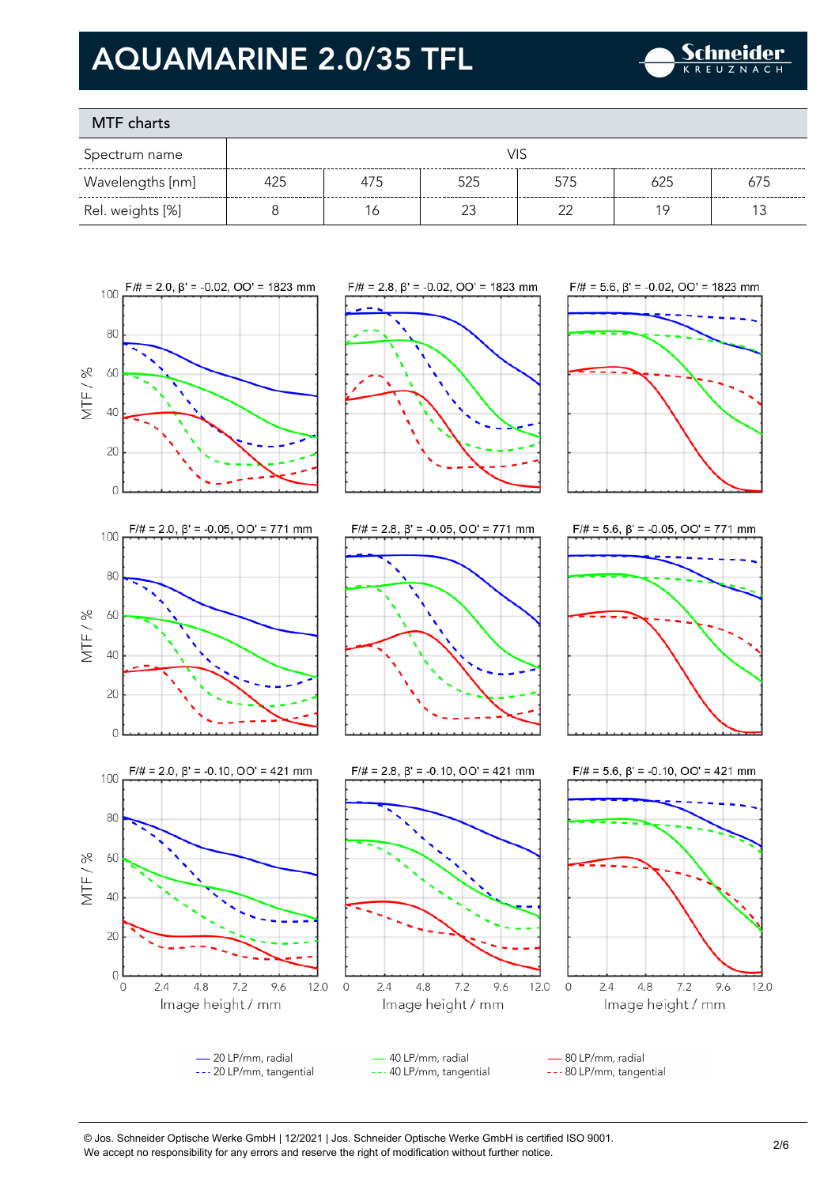# AQUAMARINE 2.0/35 TFL

## MTF charts

| Spectrum name | VIS | | | | | |
|---|---|---|---|---|---|---|
| Wavelengths [nm] | 425 | 475 | 525 | 575 | 625 | 675 |
| Rel. weights [%] | 8 | 16 | 23 | 22 | 19 | 13 |

F/# = 2.0, β' = -0.02, OO' = 1823 mm

F/# = 2.8, β' = -0.02, OO' = 1823 mm

F/# = 5.6, β' = -0.02, OO' = 1823 mm

F/# = 2.0, β' = -0.05, OO' = 771 mm

F/# = 2.8, β' = -0.05, OO' = 771 mm

F/# = 5.6, β' = -0.05, OO' = 771 mm

F/# = 2.0, β' = -0.10, OO' = 421 mm

F/# = 2.8, β' = -0.10, OO' = 421 mm

F/# = 5.6, β' = -0.10, OO' = 421 mm

MTF / %

Image height / mm

— 20 LP/mm, radial
--- 20 LP/mm, tangential
— 40 LP/mm, radial
--- 40 LP/mm, tangential
— 80 LP/mm, radial
--- 80 LP/mm, tangential

© Jos. Schneider Optische Werke GmbH | 12/2021 | Jos. Schneider Optische Werke GmbH is certified ISO 9001.
We accept no responsibility for any errors and reserve the right of modification without further notice.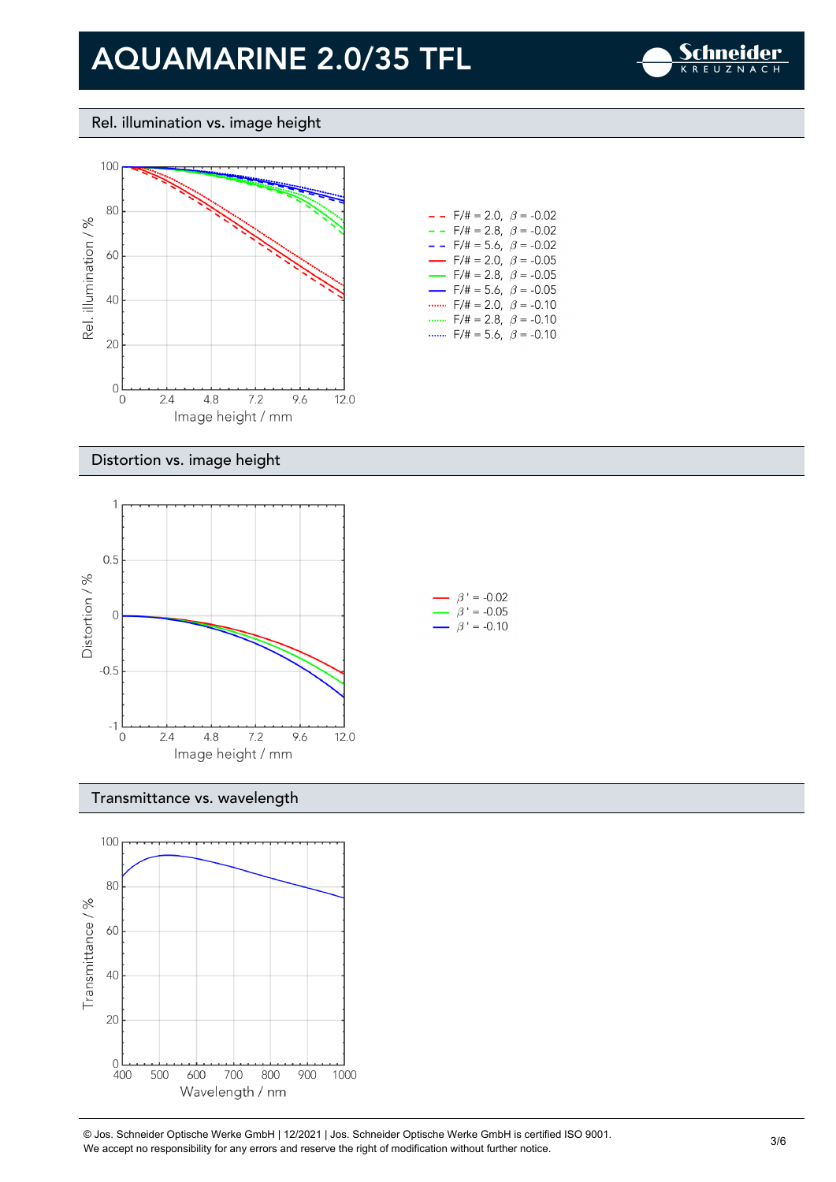# AQUAMARINE 2.0/35 TFL

## Rel. illumination vs. image height

Rel. illumination / %

Image height / mm

- F/# = 2.0, $\beta$ = -0.02
- F/# = 2.8, $\beta$ = -0.02
- F/# = 5.6, $\beta$ = -0.02
- F/# = 2.0, $\beta$ = -0.05
- F/# = 2.8, $\beta$ = -0.05
- F/# = 5.6, $\beta$ = -0.05
- F/# = 2.0, $\beta$ = -0.10
- F/# = 2.8, $\beta$ = -0.10
- F/# = 5.6, $\beta$ = -0.10

## Distortion vs. image height

Distortion / %

Image height / mm

- $\beta'$ = -0.02
- $\beta'$ = -0.05
- $\beta'$ = -0.10

## Transmittance vs. wavelength

Transmittance / %

Wavelength / nm

© Jos. Schneider Optische Werke GmbH | 12/2021 | Jos. Schneider Optische Werke GmbH is certified ISO 9001.
We accept no responsibility for any errors and reserve the right of modification without further notice.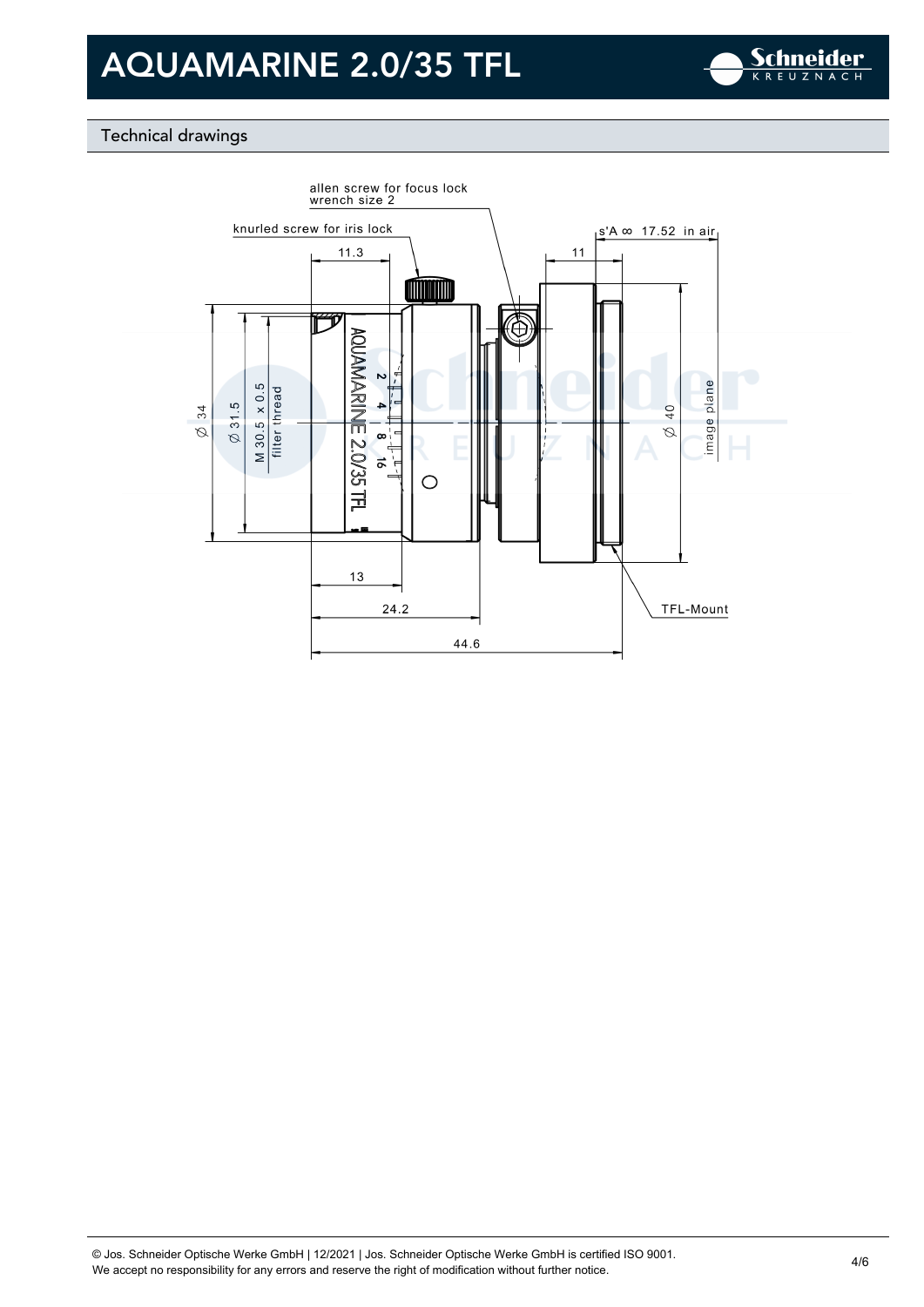# AQUAMARINE 2.0/35 TFL

## Technical drawings

allen screw for focus lock
wrench size 2

knurled screw for iris lock

s'A ∞ 17.52 in air

11.3

11

Ø 34

Ø 31.5

M 30.5 x 0.5
filter thread

AQUAMARINE 2.0/35 TFL

Ø 40

image plane

13

24.2

TFL-Mount

44.6

© Jos. Schneider Optische Werke GmbH | 12/2021 | Jos. Schneider Optische Werke GmbH is certified ISO 9001.
We accept no responsibility for any errors and reserve the right of modification without further notice.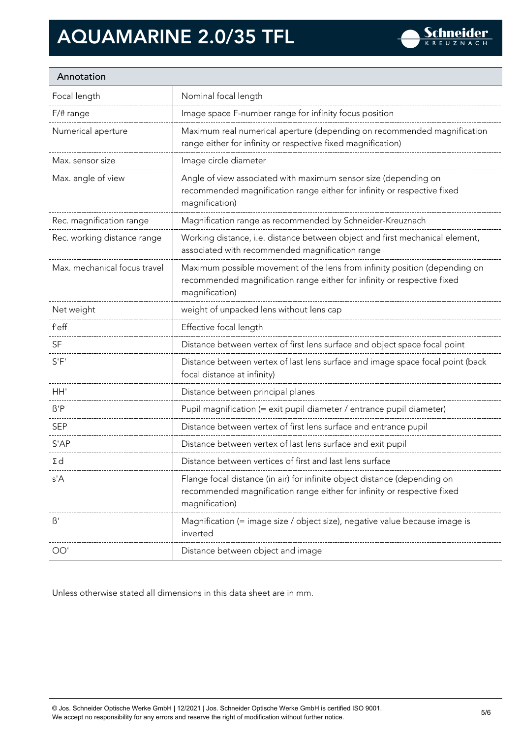# AQUAMARINE 2.0/35 TFL

| Annotation | |
|---|---|
| Focal length | Nominal focal length |
| F/# range | Image space F-number range for infinity focus position |
| Numerical aperture | Maximum real numerical aperture (depending on recommended magnification range either for infinity or respective fixed magnification) |
| Max. sensor size | Image circle diameter |
| Max. angle of view | Angle of view associated with maximum sensor size (depending on recommended magnification range either for infinity or respective fixed magnification) |
| Rec. magnification range | Magnification range as recommended by Schneider-Kreuznach |
| Rec. working distance range | Working distance, i.e. distance between object and first mechanical element, associated with recommended magnification range |
| Max. mechanical focus travel | Maximum possible movement of the lens from infinity position (depending on recommended magnification range either for infinity or respective fixed magnification) |
| Net weight | weight of unpacked lens without lens cap |
| f'eff | Effective focal length |
| SF | Distance between vertex of first lens surface and object space focal point |
| S'F' | Distance between vertex of last lens surface and image space focal point (back focal distance at infinity) |
| HH' | Distance between principal planes |
| ß'P | Pupil magnification (= exit pupil diameter / entrance pupil diameter) |
| SEP | Distance between vertex of first lens surface and entrance pupil |
| S'AP | Distance between vertex of last lens surface and exit pupil |
| Σ d | Distance between vertices of first and last lens surface |
| s'A | Flange focal distance (in air) for infinite object distance (depending on recommended magnification range either for infinity or respective fixed magnification) |
| ß' | Magnification (= image size / object size), negative value because image is inverted |
| OO' | Distance between object and image |

Unless otherwise stated all dimensions in this data sheet are in mm.

© Jos. Schneider Optische Werke GmbH | 12/2021 | Jos. Schneider Optische Werke GmbH is certified ISO 9001.
We accept no responsibility for any errors and reserve the right of modification without further notice.